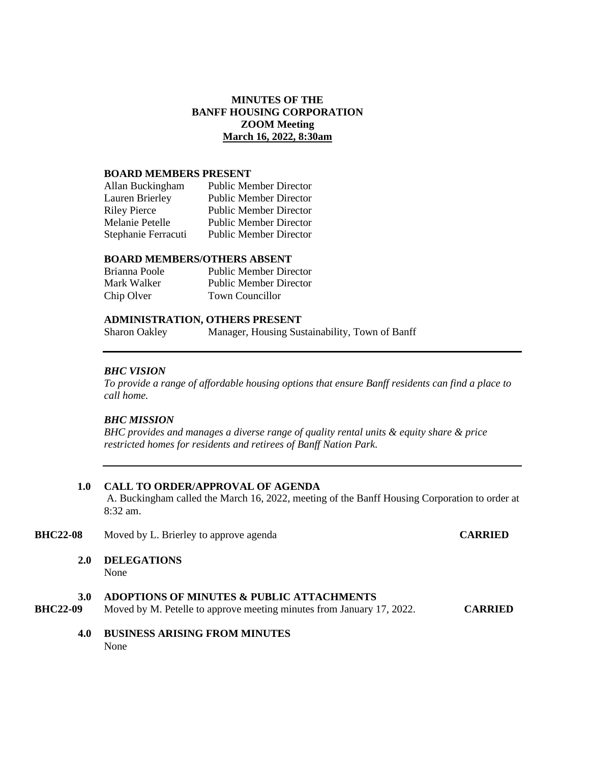**MINUTES OF THE**
**BANFF HOUSING CORPORATION**
**ZOOM Meeting**
**March 16, 2022, 8:30am**

**BOARD MEMBERS PRESENT**

| | |
|---|---|
| Allan Buckingham | Public Member Director |
| Lauren Brierley | Public Member Director |
| Riley Pierce | Public Member Director |
| Melanie Petelle | Public Member Director |
| Stephanie Ferracuti | Public Member Director |

**BOARD MEMBERS/OTHERS ABSENT**

| | |
|---|---|
| Brianna Poole | Public Member Director |
| Mark Walker | Public Member Director |
| Chip Olver | Town Councillor |

**ADMINISTRATION, OTHERS PRESENT**

| | |
|---|---|
| Sharon Oakley | Manager, Housing Sustainability, Town of Banff |

---

***BHC VISION***

*To provide a range of affordable housing options that ensure Banff residents can find a place to call home.*

***BHC MISSION***

*BHC provides and manages a diverse range of quality rental units & equity share & price restricted homes for residents and retirees of Banff Nation Park.*

---

**1.0 CALL TO ORDER/APPROVAL OF AGENDA**

A. Buckingham called the March 16, 2022, meeting of the Banff Housing Corporation to order at 8:32 am.

**BHC22-08** Moved by L. Brierley to approve agenda **CARRIED**

**2.0 DELEGATIONS**

None

**3.0 ADOPTIONS OF MINUTES & PUBLIC ATTACHMENTS**

**BHC22-09** Moved by M. Petelle to approve meeting minutes from January 17, 2022. **CARRIED**

**4.0 BUSINESS ARISING FROM MINUTES**

None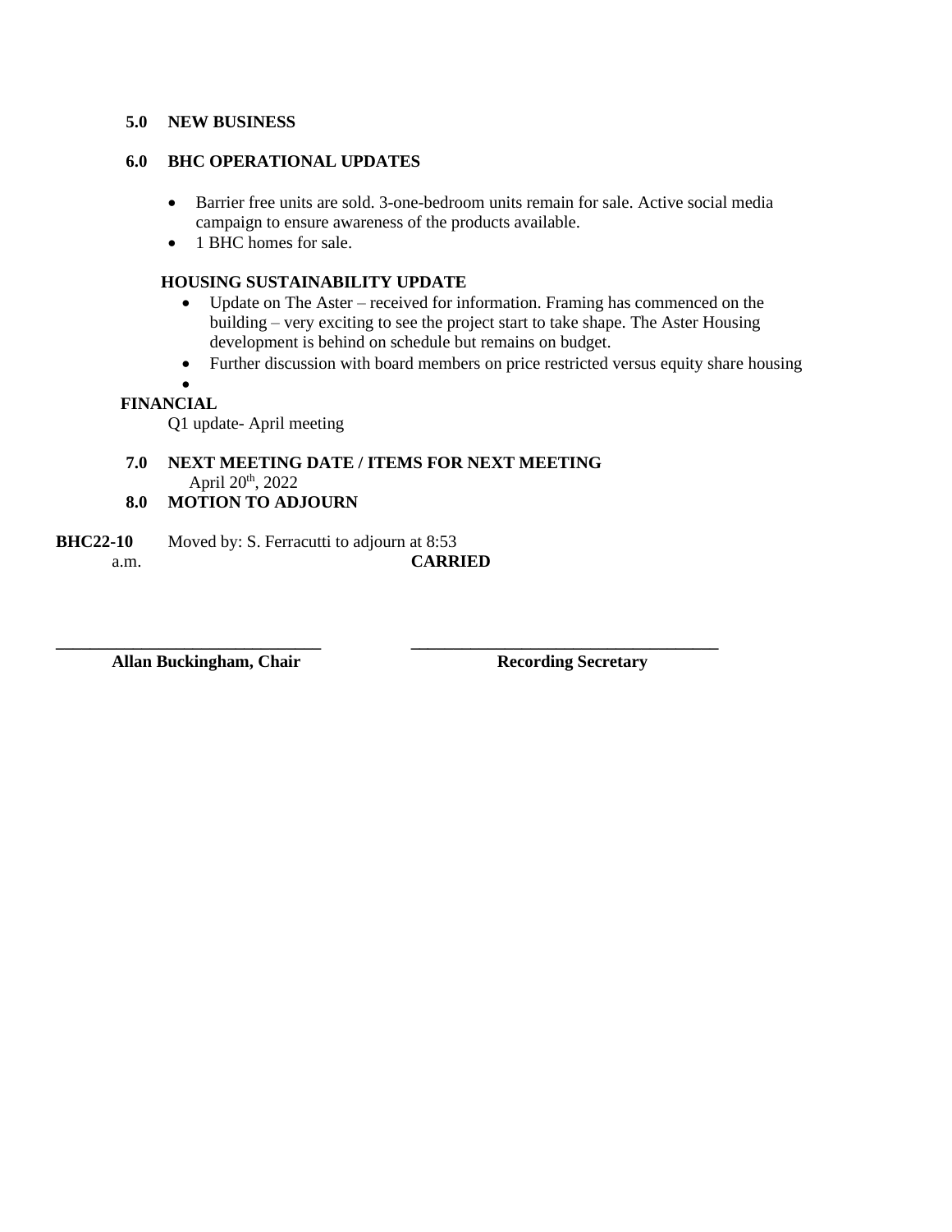**5.0 NEW BUSINESS**

**6.0 BHC OPERATIONAL UPDATES**

- Barrier free units are sold. 3-one-bedroom units remain for sale. Active social media campaign to ensure awareness of the products available.
- 1 BHC homes for sale.

**HOUSING SUSTAINABILITY UPDATE**

- Update on The Aster – received for information. Framing has commenced on the building – very exciting to see the project start to take shape. The Aster Housing development is behind on schedule but remains on budget.
- Further discussion with board members on price restricted versus equity share housing
- 

**FINANCIAL**

Q1 update- April meeting

**7.0 NEXT MEETING DATE / ITEMS FOR NEXT MEETING**

April 20th, 2022

**8.0 MOTION TO ADJOURN**

**BHC22-10** Moved by: S. Ferracutti to adjourn at 8:53 a.m.

**CARRIED**

______________________________
**Allan Buckingham, Chair**

______________________________
**Recording Secretary**